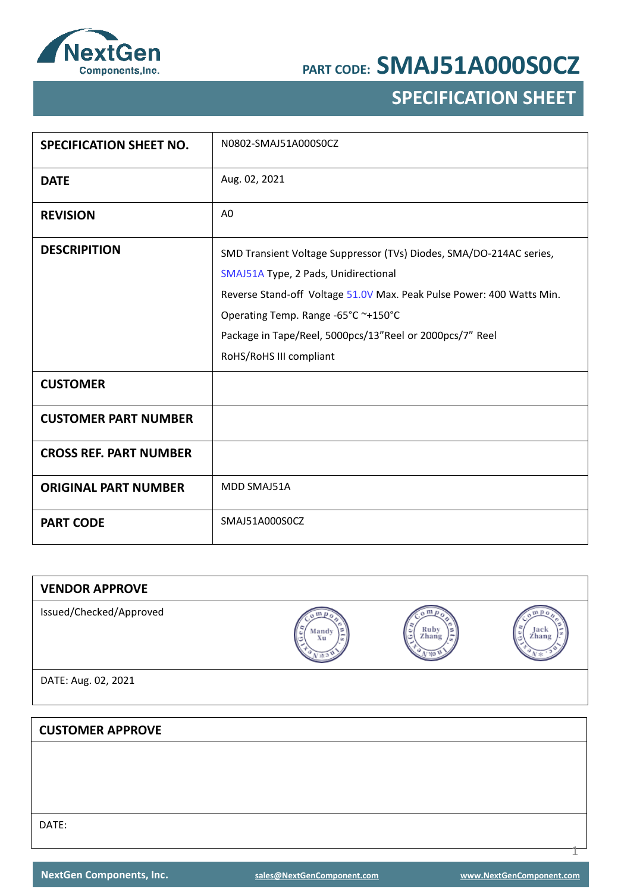NextGen Components,Inc.

PART CODE: **SMAJ51A000S0CZ**

# SPECIFICATION SHEET

| | |
|---|---|
| **SPECIFICATION SHEET NO.** | N0802-SMAJ51A000S0CZ |
| **DATE** | Aug. 02, 2021 |
| **REVISION** | A0 |
| **DESCRIPITION** | SMD Transient Voltage Suppressor (TVs) Diodes, SMA/DO-214AC series, SMAJ51A Type, 2 Pads, Unidirectional<br>Reverse Stand-off Voltage 51.0V Max. Peak Pulse Power: 400 Watts Min.<br>Operating Temp. Range -65°C ~+150°C<br>Package in Tape/Reel, 5000pcs/13"Reel or 2000pcs/7" Reel<br>RoHS/RoHS III compliant |
| **CUSTOMER** | |
| **CUSTOMER PART NUMBER** | |
| **CROSS REF. PART NUMBER** | |
| **ORIGINAL PART NUMBER** | MDD SMAJ51A |
| **PART CODE** | SMAJ51A000S0CZ |

| **VENDOR APPROVE** | | | |
|---|---|---|---|
| Issued/Checked/Approved | Mandy Xu | Ruby Zhang | Jack Zhang |
| DATE: Aug. 02, 2021 | | | |

| **CUSTOMER APPROVE** |
|---|
| |
| DATE: |

NextGen Components, Inc. sales@NextGenComponent.com www.NextGenComponent.com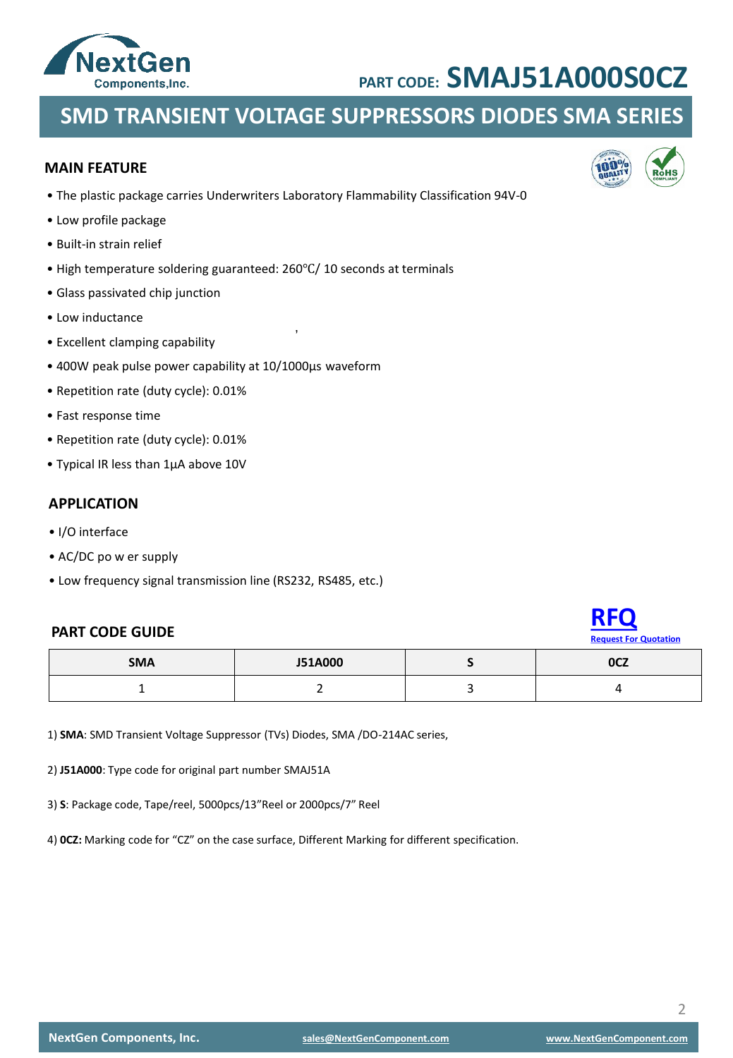PART CODE: **SMAJ51A000S0CZ**

# SMD TRANSIENT VOLTAGE SUPPRESSORS DIODES SMA SERIES

## MAIN FEATURE

- The plastic package carries Underwriters Laboratory Flammability Classification 94V-0
- Low profile package
- Built-in strain relief
- High temperature soldering guaranteed: 260℃/ 10 seconds at terminals
- Glass passivated chip junction
- Low inductance
- Excellent clamping capability
- 400W peak pulse power capability at 10/1000µs waveform
- Repetition rate (duty cycle): 0.01%
- Fast response time
- Repetition rate (duty cycle): 0.01%
- Typical IR less than 1µA above 10V

## APPLICATION

- I/O interface
- AC/DC po w er supply
- Low frequency signal transmission line (RS232, RS485, etc.)

## PART CODE GUIDE

RFQ
Request For Quotation

| SMA | J51A000 | S | 0CZ |
|---|---|---|---|
| 1 | 2 | 3 | 4 |

1) **SMA**: SMD Transient Voltage Suppressor (TVs) Diodes, SMA /DO-214AC series,

2) **J51A000**: Type code for original part number SMAJ51A

3) **S**: Package code, Tape/reel, 5000pcs/13"Reel or 2000pcs/7" Reel

4) **0CZ:** Marking code for "CZ" on the case surface, Different Marking for different specification.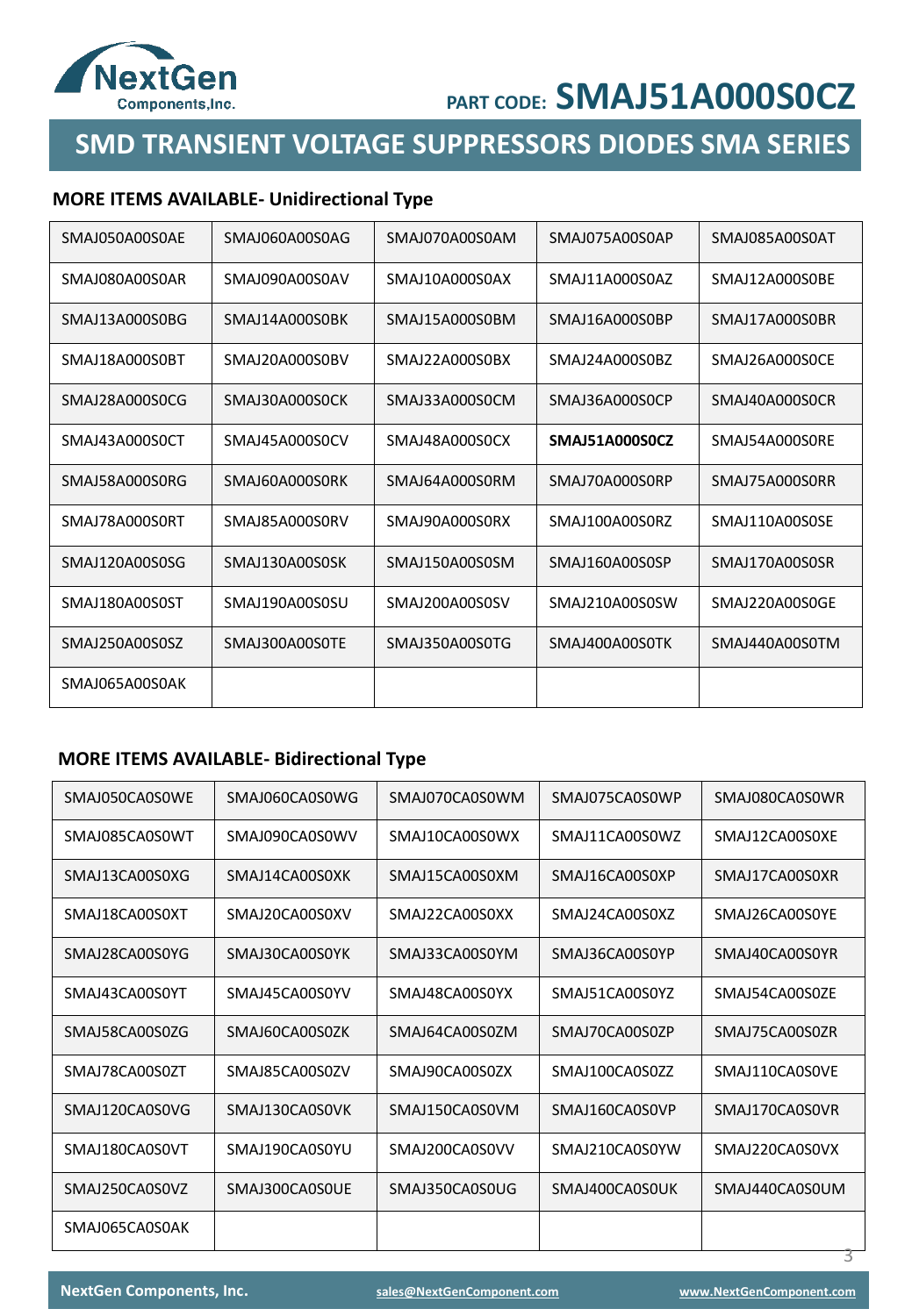PART CODE: **SMAJ51A000S0CZ**

# SMD TRANSIENT VOLTAGE SUPPRESSORS DIODES SMA SERIES

## MORE ITEMS AVAILABLE- Unidirectional Type

| | | | | |
|---|---|---|---|---|
| SMAJ050A00S0AE | SMAJ060A00S0AG | SMAJ070A00S0AM | SMAJ075A00S0AP | SMAJ085A00S0AT |
| SMAJ080A00S0AR | SMAJ090A00S0AV | SMAJ10A000S0AX | SMAJ11A000S0AZ | SMAJ12A000S0BE |
| SMAJ13A000S0BG | SMAJ14A000S0BK | SMAJ15A000S0BM | SMAJ16A000S0BP | SMAJ17A000S0BR |
| SMAJ18A000S0BT | SMAJ20A000S0BV | SMAJ22A000S0BX | SMAJ24A000S0BZ | SMAJ26A000S0CE |
| SMAJ28A000S0CG | SMAJ30A000S0CK | SMAJ33A000S0CM | SMAJ36A000S0CP | SMAJ40A000S0CR |
| SMAJ43A000S0CT | SMAJ45A000S0CV | SMAJ48A000S0CX | **SMAJ51A000S0CZ** | SMAJ54A000S0RE |
| SMAJ58A000S0RG | SMAJ60A000S0RK | SMAJ64A000S0RM | SMAJ70A000S0RP | SMAJ75A000S0RR |
| SMAJ78A000S0RT | SMAJ85A000S0RV | SMAJ90A000S0RX | SMAJ100A00S0RZ | SMAJ110A00S0SE |
| SMAJ120A00S0SG | SMAJ130A00S0SK | SMAJ150A00S0SM | SMAJ160A00S0SP | SMAJ170A00S0SR |
| SMAJ180A00S0ST | SMAJ190A00S0SU | SMAJ200A00S0SV | SMAJ210A00S0SW | SMAJ220A00S0GE |
| SMAJ250A00S0SZ | SMAJ300A00S0TE | SMAJ350A00S0TG | SMAJ400A00S0TK | SMAJ440A00S0TM |
| SMAJ065A00S0AK | | | | |

## MORE ITEMS AVAILABLE- Bidirectional Type

| | | | | |
|---|---|---|---|---|
| SMAJ050CA0S0WE | SMAJ060CA0S0WG | SMAJ070CA0S0WM | SMAJ075CA0S0WP | SMAJ080CA0S0WR |
| SMAJ085CA0S0WT | SMAJ090CA0S0WV | SMAJ10CA00S0WX | SMAJ11CA00S0WZ | SMAJ12CA00S0XE |
| SMAJ13CA00S0XG | SMAJ14CA00S0XK | SMAJ15CA00S0XM | SMAJ16CA00S0XP | SMAJ17CA00S0XR |
| SMAJ18CA00S0XT | SMAJ20CA00S0XV | SMAJ22CA00S0XX | SMAJ24CA00S0XZ | SMAJ26CA00S0YE |
| SMAJ28CA00S0YG | SMAJ30CA00S0YK | SMAJ33CA00S0YM | SMAJ36CA00S0YP | SMAJ40CA00S0YR |
| SMAJ43CA00S0YT | SMAJ45CA00S0YV | SMAJ48CA00S0YX | SMAJ51CA00S0YZ | SMAJ54CA00S0ZE |
| SMAJ58CA00S0ZG | SMAJ60CA00S0ZK | SMAJ64CA00S0ZM | SMAJ70CA00S0ZP | SMAJ75CA00S0ZR |
| SMAJ78CA00S0ZT | SMAJ85CA00S0ZV | SMAJ90CA00S0ZX | SMAJ100CA0S0ZZ | SMAJ110CA0S0VE |
| SMAJ120CA0S0VG | SMAJ130CA0S0VK | SMAJ150CA0S0VM | SMAJ160CA0S0VP | SMAJ170CA0S0VR |
| SMAJ180CA0S0VT | SMAJ190CA0S0YU | SMAJ200CA0S0VV | SMAJ210CA0S0YW | SMAJ220CA0S0VX |
| SMAJ250CA0S0VZ | SMAJ300CA0S0UE | SMAJ350CA0S0UG | SMAJ400CA0S0UK | SMAJ440CA0S0UM |
| SMAJ065CA0S0AK | | | | |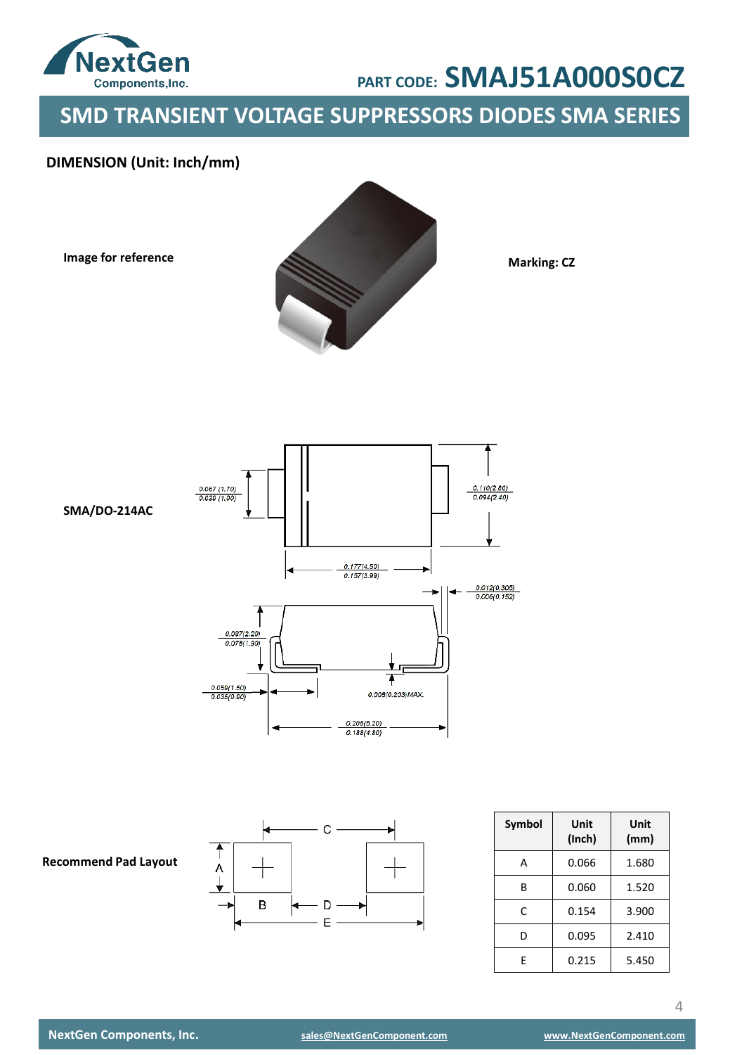# SMD TRANSIENT VOLTAGE SUPPRESSORS DIODES SMA SERIES

PART CODE: SMAJ51A000S0CZ

## DIMENSION (Unit: Inch/mm)

**Image for reference**

**Marking: CZ**

**SMA/DO-214AC**

0.067 (1.70) / 0.039 (1.00)

0.110(2.80) / 0.094(2.40)

0.177(4.50) / 0.157(3.99)

0.012(0.305) / 0.006(0.152)

0.087(2.20) / 0.078(1.90)

0.059(1.50) / 0.035(0.90)

0.008(0.203)MAX.

0.205(5.20) / 0.188(4.80)

**Recommend Pad Layout**

| Symbol | Unit (Inch) | Unit (mm) |
|---|---|---|
| A | 0.066 | 1.680 |
| B | 0.060 | 1.520 |
| C | 0.154 | 3.900 |
| D | 0.095 | 2.410 |
| E | 0.215 | 5.450 |

NextGen Components, Inc. sales@NextGenComponent.com www.NextGenComponent.com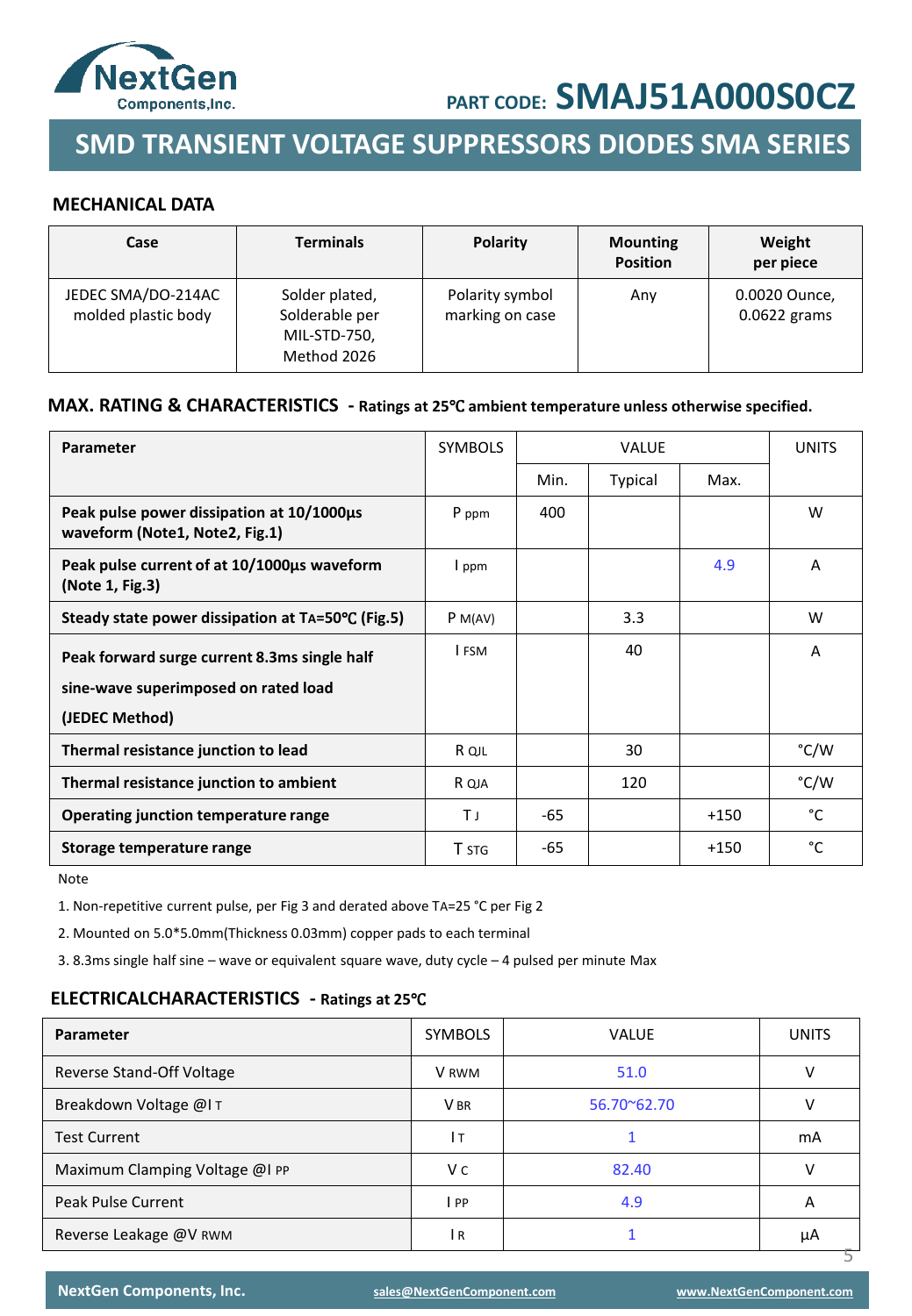NextGen Components,Inc.

PART CODE: **SMAJ51A000S0CZ**

# SMD TRANSIENT VOLTAGE SUPPRESSORS DIODES SMA SERIES

## MECHANICAL DATA

| Case | Terminals | Polarity | Mounting Position | Weight per piece |
|---|---|---|---|---|
| JEDEC SMA/DO-214AC molded plastic body | Solder plated, Solderable per MIL-STD-750, Method 2026 | Polarity symbol marking on case | Any | 0.0020 Ounce, 0.0622 grams |

## MAX. RATING & CHARACTERISTICS - Ratings at 25℃ ambient temperature unless otherwise specified.

| Parameter | SYMBOLS | VALUE | | | UNITS |
|---|---|---|---|---|---|
| | | Min. | Typical | Max. | |
| **Peak pulse power dissipation at 10/1000µs waveform (Note1, Note2, Fig.1)** | $P_{ppm}$ | 400 | | | W |
| **Peak pulse current of at 10/1000µs waveform (Note 1, Fig.3)** | $I_{ppm}$ | | | 4.9 | A |
| **Steady state power dissipation at $T_A$=50℃ (Fig.5)** | $P_{M(AV)}$ | | 3.3 | | W |
| **Peak forward surge current 8.3ms single half sine-wave superimposed on rated load (JEDEC Method)** | $I_{FSM}$ | | 40 | | A |
| **Thermal resistance junction to lead** | $R_{QJL}$ | | 30 | | °C/W |
| **Thermal resistance junction to ambient** | $R_{QJA}$ | | 120 | | °C/W |
| **Operating junction temperature range** | $T_J$ | -65 | | +150 | °C |
| **Storage temperature range** | $T_{STG}$ | -65 | | +150 | °C |

Note

1. Non-repetitive current pulse, per Fig 3 and derated above $T_A$=25 °C per Fig 2
2. Mounted on 5.0*5.0mm(Thickness 0.03mm) copper pads to each terminal
3. 8.3ms single half sine – wave or equivalent square wave, duty cycle – 4 pulsed per minute Max

## ELECTRICALCHARACTERISTICS - Ratings at 25℃

| Parameter | SYMBOLS | VALUE | UNITS |
|---|---|---|---|
| Reverse Stand-Off Voltage | $V_{RWM}$ | 51.0 | V |
| Breakdown Voltage @$I_T$ | $V_{BR}$ | 56.70~62.70 | V |
| Test Current | $I_T$ | 1 | mA |
| Maximum Clamping Voltage @$I_{PP}$ | $V_C$ | 82.40 | V |
| Peak Pulse Current | $I_{PP}$ | 4.9 | A |
| Reverse Leakage @$V_{RWM}$ | $I_R$ | 1 | µA |

NextGen Components, Inc. sales@NextGenComponent.com www.NextGenComponent.com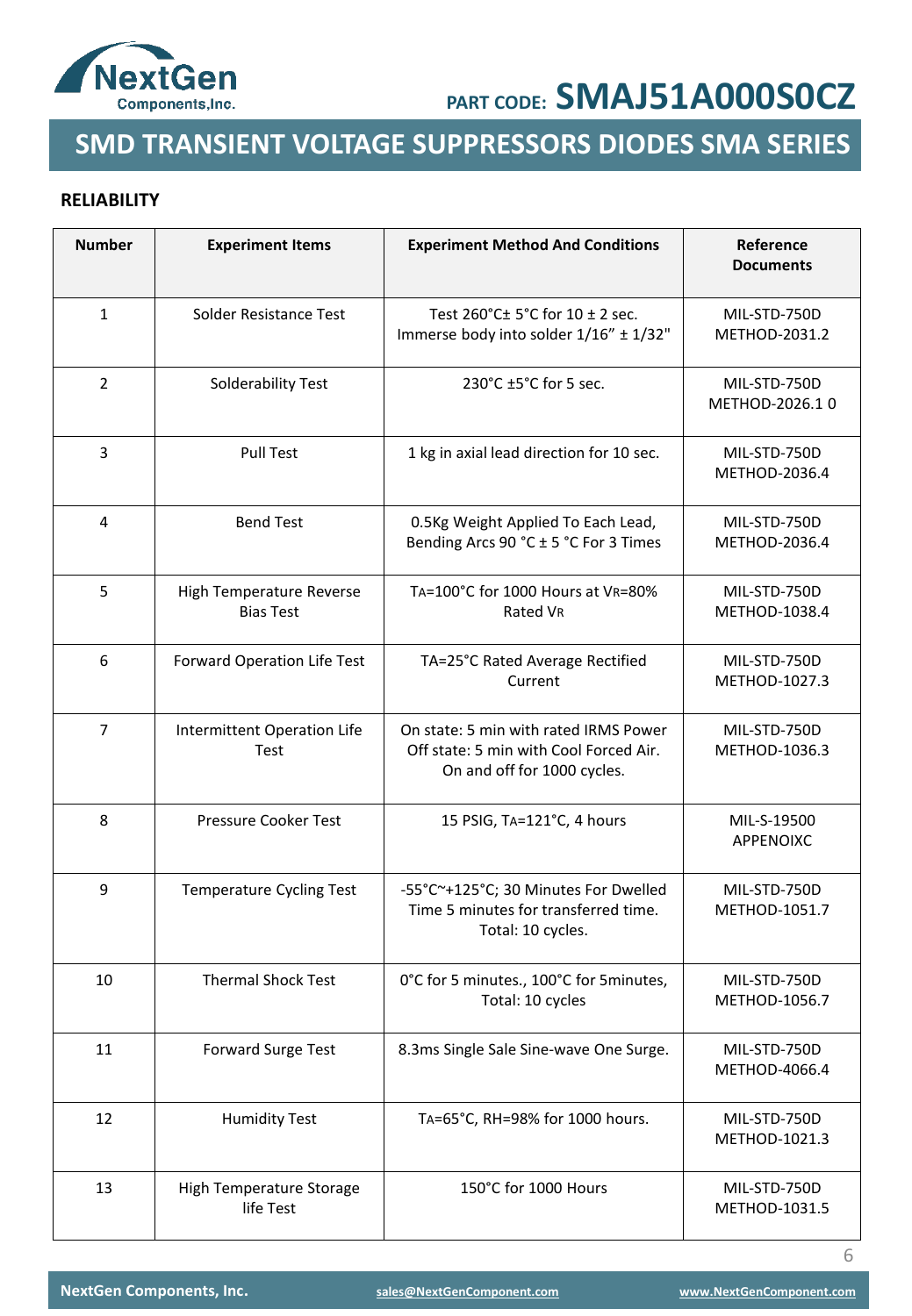## RELIABILITY

| Number | Experiment Items | Experiment Method And Conditions | Reference Documents |
|---|---|---|---|
| 1 | Solder Resistance Test | Test 260°C± 5°C for 10 ± 2 sec. Immerse body into solder 1/16" ± 1/32" | MIL-STD-750D METHOD-2031.2 |
| 2 | Solderability Test | 230°C ±5°C for 5 sec. | MIL-STD-750D METHOD-2026.1 0 |
| 3 | Pull Test | 1 kg in axial lead direction for 10 sec. | MIL-STD-750D METHOD-2036.4 |
| 4 | Bend Test | 0.5Kg Weight Applied To Each Lead, Bending Arcs 90 °C ± 5 °C For 3 Times | MIL-STD-750D METHOD-2036.4 |
| 5 | High Temperature Reverse Bias Test | $T_A$=100°C for 1000 Hours at $V_R$=80% Rated $V_R$ | MIL-STD-750D METHOD-1038.4 |
| 6 | Forward Operation Life Test | TA=25°C Rated Average Rectified Current | MIL-STD-750D METHOD-1027.3 |
| 7 | Intermittent Operation Life Test | On state: 5 min with rated IRMS Power Off state: 5 min with Cool Forced Air. On and off for 1000 cycles. | MIL-STD-750D METHOD-1036.3 |
| 8 | Pressure Cooker Test | 15 PSIG, $T_A$=121°C, 4 hours | MIL-S-19500 APPENOIXC |
| 9 | Temperature Cycling Test | -55°C~+125°C; 30 Minutes For Dwelled Time 5 minutes for transferred time. Total: 10 cycles. | MIL-STD-750D METHOD-1051.7 |
| 10 | Thermal Shock Test | 0°C for 5 minutes., 100°C for 5minutes, Total: 10 cycles | MIL-STD-750D METHOD-1056.7 |
| 11 | Forward Surge Test | 8.3ms Single Sale Sine-wave One Surge. | MIL-STD-750D METHOD-4066.4 |
| 12 | Humidity Test | $T_A$=65°C, RH=98% for 1000 hours. | MIL-STD-750D METHOD-1021.3 |
| 13 | High Temperature Storage life Test | 150°C for 1000 Hours | MIL-STD-750D METHOD-1031.5 |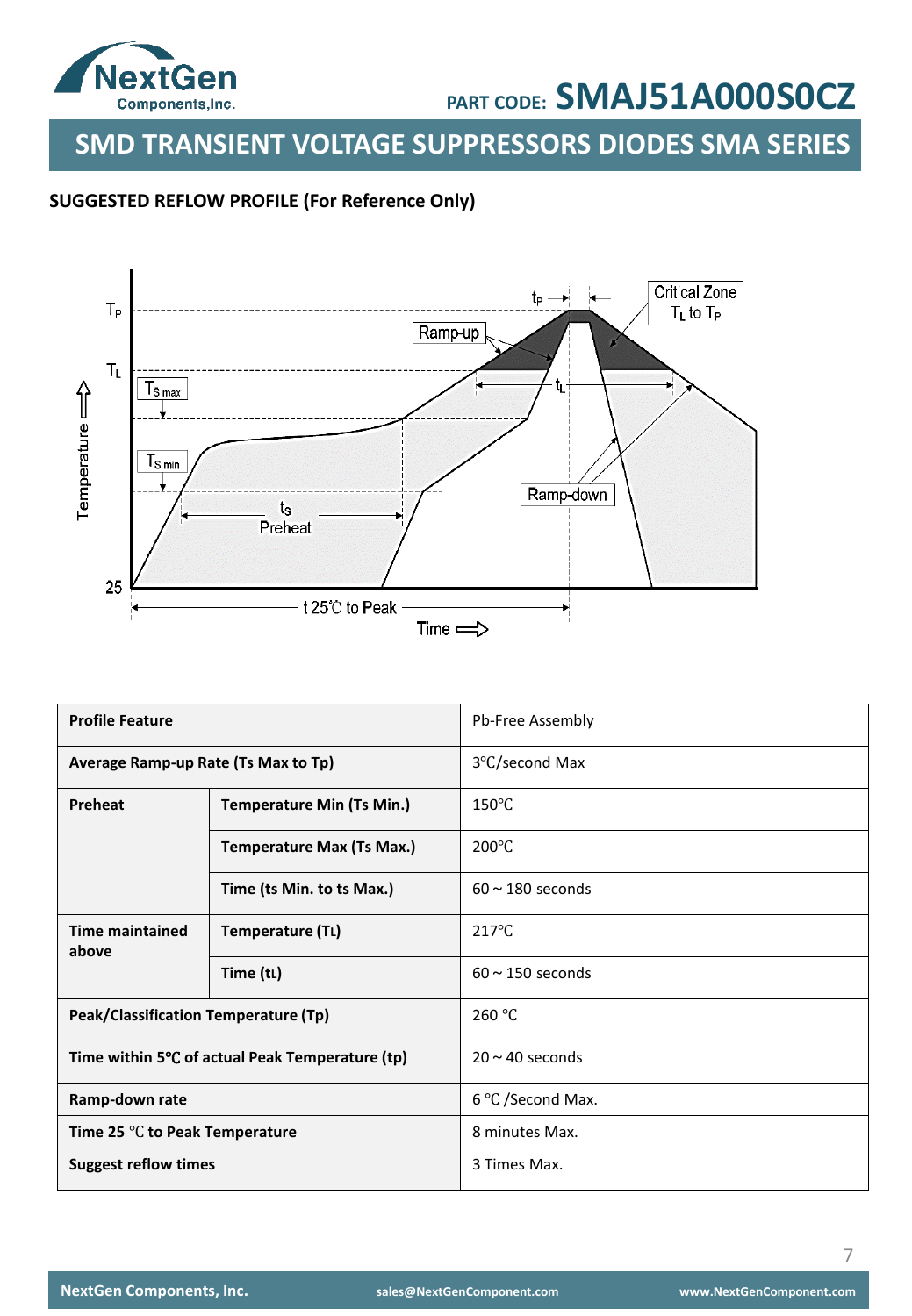## SUGGESTED REFLOW PROFILE (For Reference Only)

| Profile Feature | | Pb-Free Assembly |
|---|---|---|
| Average Ramp-up Rate (Ts Max to Tp) | | 3°C/second Max |
| Preheat | Temperature Min (Ts Min.) | 150°C |
| | Temperature Max (Ts Max.) | 200°C |
| | Time (ts Min. to ts Max.) | 60 ~ 180 seconds |
| Time maintained above | Temperature ($T_L$) | 217°C |
| | Time ($t_L$) | 60 ~ 150 seconds |
| Peak/Classification Temperature (Tp) | | 260 °C |
| Time within 5°C of actual Peak Temperature (tp) | | 20 ~ 40 seconds |
| Ramp-down rate | | 6 °C /Second Max. |
| Time 25 °C to Peak Temperature | | 8 minutes Max. |
| Suggest reflow times | | 3 Times Max. |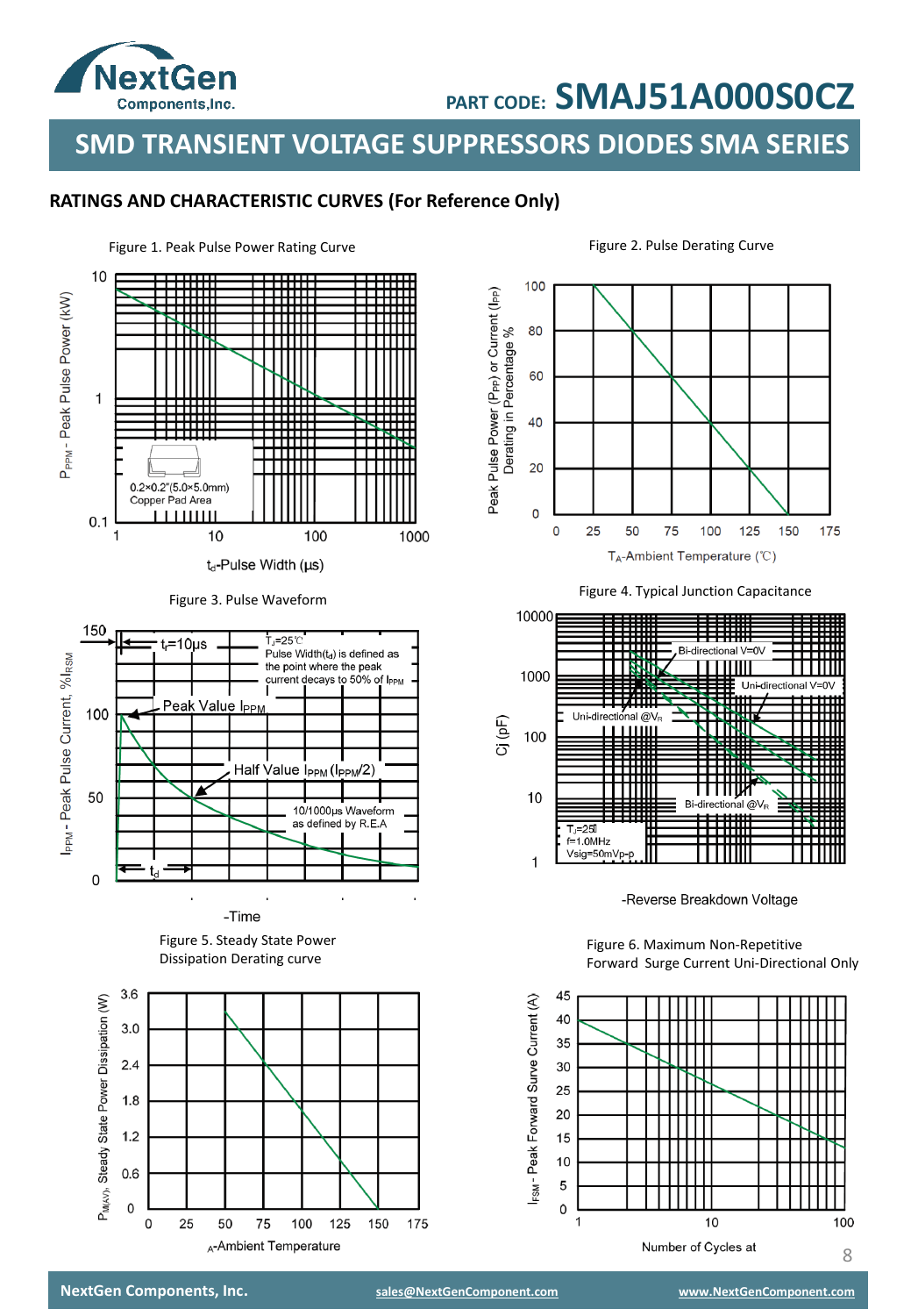PART CODE: **SMAJ51A000S0CZ**

# SMD TRANSIENT VOLTAGE SUPPRESSORS DIODES SMA SERIES

## RATINGS AND CHARACTERISTIC CURVES (For Reference Only)

Figure 1. Peak Pulse Power Rating Curve

$P_{PPM}$ - Peak Pulse Power (kW)

0.2×0.2"(5.0×5.0mm) Copper Pad Area

$t_d$-Pulse Width (µs)

Figure 2. Pulse Derating Curve

Peak Pulse Power ($P_{PP}$) or Current ($I_{PP}$) Derating in Percentage %

$T_A$-Ambient Temperature (℃)

Figure 3. Pulse Waveform

$I_{PPM}$ - Peak Pulse Current, %$I_{RSM}$

$t_r$=10µs

$T_J$=25℃

Pulse Width($t_d$) is defined as the point where the peak current decays to 50% of $I_{PPM}$

Peak Value $I_{PPM}$

Half Value $I_{PPM}$ ($I_{PPM}$/2)

10/1000µs Waveform as defined by R.E.A

$t_d$

-Time

Figure 4. Typical Junction Capacitance

Cj (pF)

Bi-directional V=0V

Uni-directional V=0V

Uni-directional @$V_R$

Bi-directional @$V_R$

$T_J$=25

f=1.0MHz

Vsig=50mVp-p

-Reverse Breakdown Voltage

Figure 5. Steady State Power Dissipation Derating curve

$P_{M(AV)}$, Steady State Power Dissipation (W)

$_A$-Ambient Temperature

Figure 6. Maximum Non-Repetitive Forward Surge Current Uni-Directional Only

$I_{FSM}$ - Peak Forward Surve Current (A)

Number of Cycles at

NextGen Components, Inc. sales@NextGenComponent.com www.NextGenComponent.com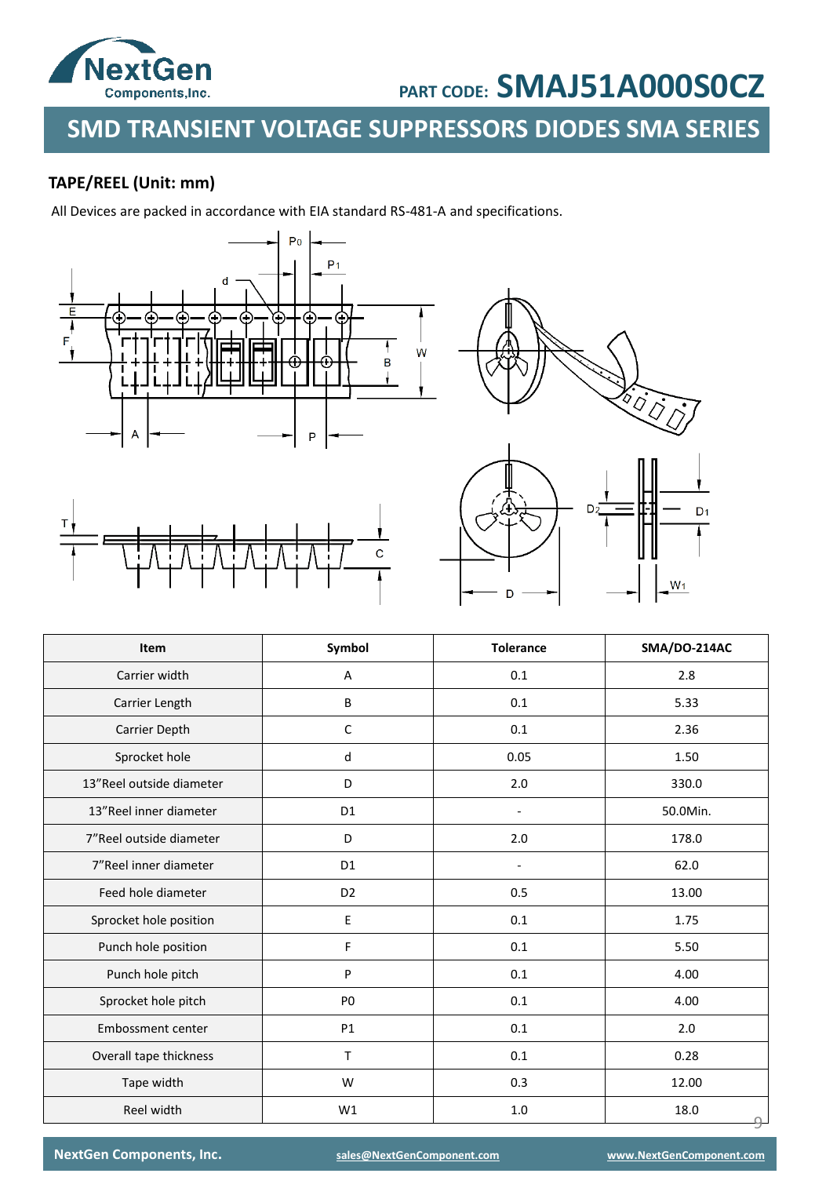## TAPE/REEL (Unit: mm)

All Devices are packed in accordance with EIA standard RS-481-A and specifications.

| Item | Symbol | Tolerance | SMA/DO-214AC |
|---|---|---|---|
| Carrier width | A | 0.1 | 2.8 |
| Carrier Length | B | 0.1 | 5.33 |
| Carrier Depth | C | 0.1 | 2.36 |
| Sprocket hole | d | 0.05 | 1.50 |
| 13”Reel outside diameter | D | 2.0 | 330.0 |
| 13”Reel inner diameter | D1 | - | 50.0Min. |
| 7”Reel outside diameter | D | 2.0 | 178.0 |
| 7”Reel inner diameter | D1 | - | 62.0 |
| Feed hole diameter | D2 | 0.5 | 13.00 |
| Sprocket hole position | E | 0.1 | 1.75 |
| Punch hole position | F | 0.1 | 5.50 |
| Punch hole pitch | P | 0.1 | 4.00 |
| Sprocket hole pitch | P0 | 0.1 | 4.00 |
| Embossment center | P1 | 0.1 | 2.0 |
| Overall tape thickness | T | 0.1 | 0.28 |
| Tape width | W | 0.3 | 12.00 |
| Reel width | W1 | 1.0 | 18.0 |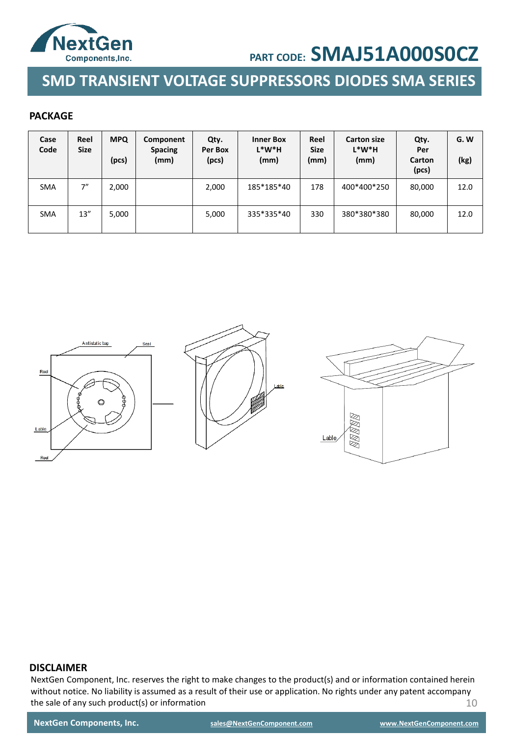## SMD TRANSIENT VOLTAGE SUPPRESSORS DIODES SMA SERIES

### PACKAGE

| Case Code | Reel Size | MPQ (pcs) | Component Spacing (mm) | Qty. Per Box (pcs) | Inner Box L*W*H (mm) | Reel Size (mm) | Carton size L*W*H (mm) | Qty. Per Carton (pcs) | G. W (kg) |
|---|---|---|---|---|---|---|---|---|---|
| SMA | 7” | 2,000 | | 2,000 | 185*185*40 | 178 | 400*400*250 | 80,000 | 12.0 |
| SMA | 13” | 5,000 | | 5,000 | 335*335*40 | 330 | 380*380*380 | 80,000 | 12.0 |

Antistatic bag
Seal
Reel
Lable
Reel
Lable
Lable

### DISCLAIMER

NextGen Component, Inc. reserves the right to make changes to the product(s) and or information contained herein without notice. No liability is assumed as a result of their use or application. No rights under any patent accompany the sale of any such product(s) or information